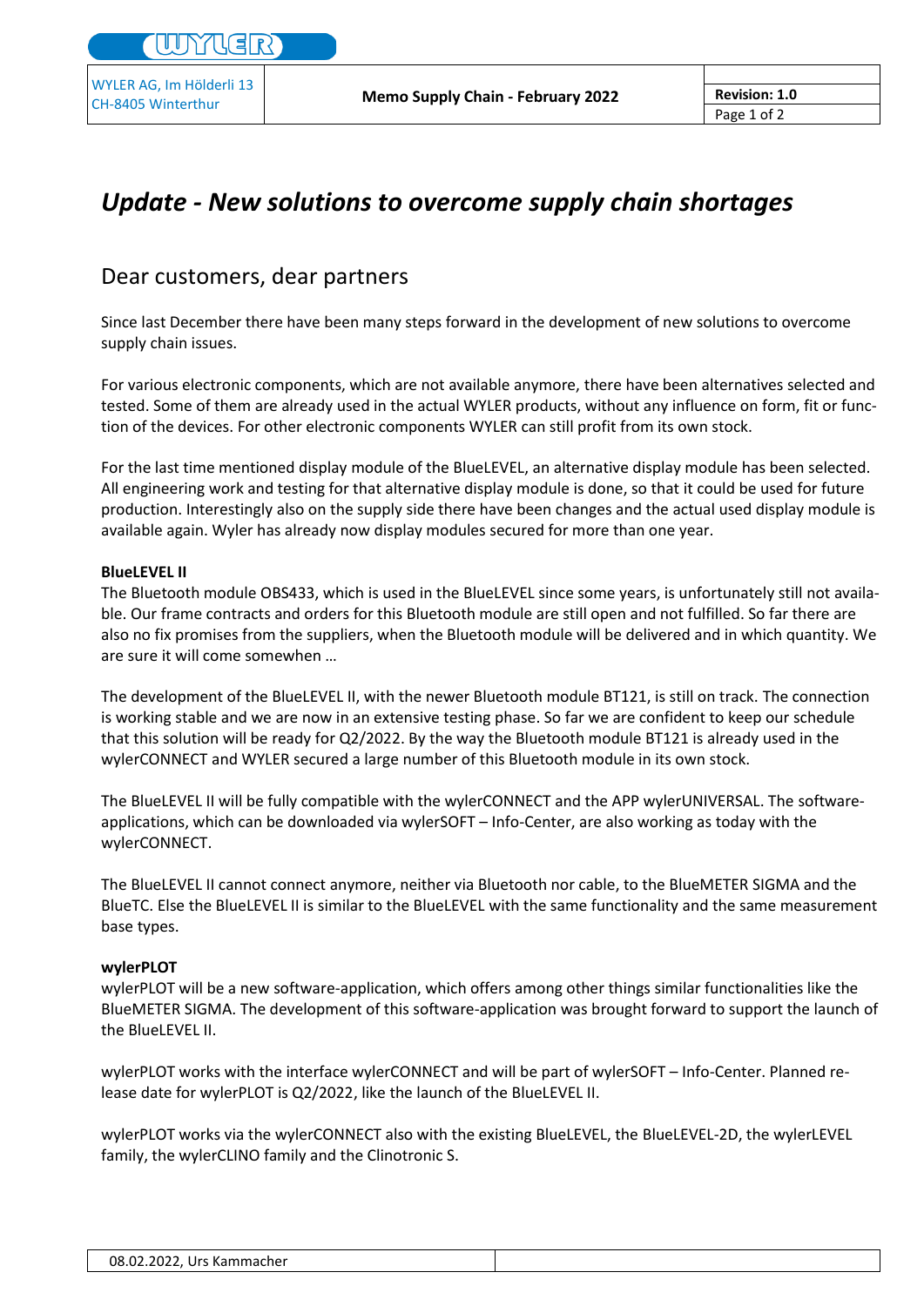# *Update - New solutions to overcome supply chain shortages*

## Dear customers, dear partners

Since last December there have been many steps forward in the development of new solutions to overcome supply chain issues.

For various electronic components, which are not available anymore, there have been alternatives selected and tested. Some of them are already used in the actual WYLER products, without any influence on form, fit or function of the devices. For other electronic components WYLER can still profit from its own stock.

For the last time mentioned display module of the BlueLEVEL, an alternative display module has been selected. All engineering work and testing for that alternative display module is done, so that it could be used for future production. Interestingly also on the supply side there have been changes and the actual used display module is available again. Wyler has already now display modules secured for more than one year.

**BlueLEVEL II**
The Bluetooth module OBS433, which is used in the BlueLEVEL since some years, is unfortunately still not available. Our frame contracts and orders for this Bluetooth module are still open and not fulfilled. So far there are also no fix promises from the suppliers, when the Bluetooth module will be delivered and in which quantity. We are sure it will come somewhen …

The development of the BlueLEVEL II, with the newer Bluetooth module BT121, is still on track. The connection is working stable and we are now in an extensive testing phase. So far we are confident to keep our schedule that this solution will be ready for Q2/2022. By the way the Bluetooth module BT121 is already used in the wylerCONNECT and WYLER secured a large number of this Bluetooth module in its own stock.

The BlueLEVEL II will be fully compatible with the wylerCONNECT and the APP wylerUNIVERSAL. The software-applications, which can be downloaded via wylerSOFT – Info-Center, are also working as today with the wylerCONNECT.

The BlueLEVEL II cannot connect anymore, neither via Bluetooth nor cable, to the BlueMETER SIGMA and the BlueTC. Else the BlueLEVEL II is similar to the BlueLEVEL with the same functionality and the same measurement base types.

**wylerPLOT**
wylerPLOT will be a new software-application, which offers among other things similar functionalities like the BlueMETER SIGMA. The development of this software-application was brought forward to support the launch of the BlueLEVEL II.

wylerPLOT works with the interface wylerCONNECT and will be part of wylerSOFT – Info-Center. Planned release date for wylerPLOT is Q2/2022, like the launch of the BlueLEVEL II.

wylerPLOT works via the wylerCONNECT also with the existing BlueLEVEL, the BlueLEVEL-2D, the wylerLEVEL family, the wylerCLINO family and the Clinotronic S.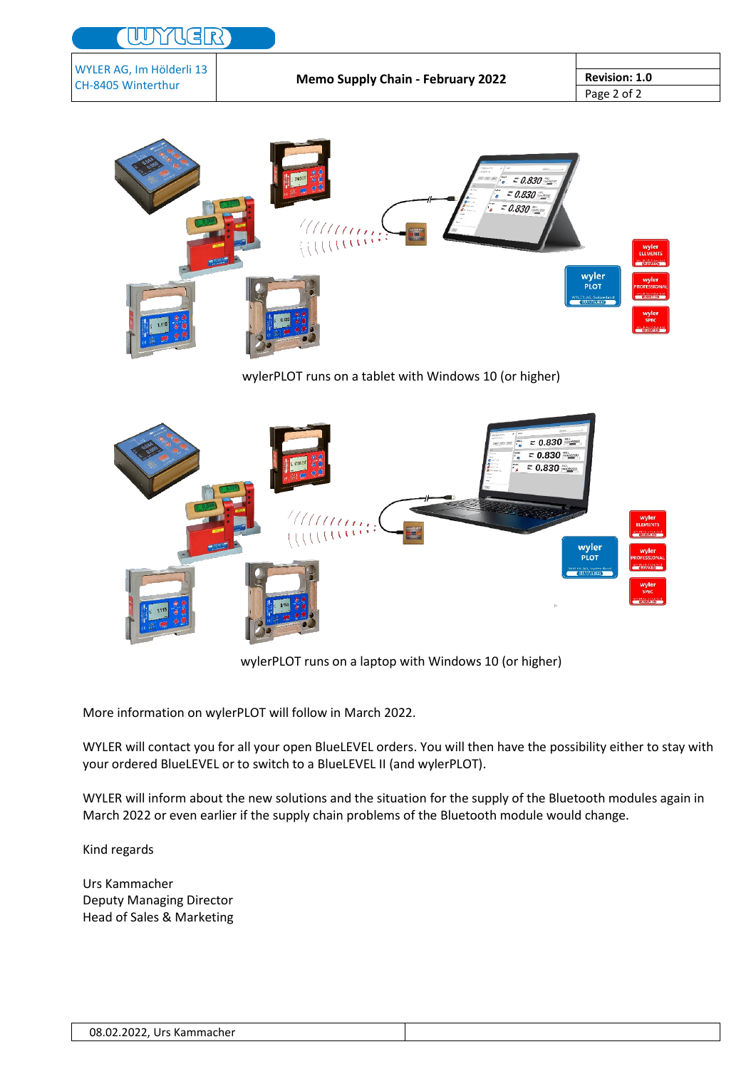wylerPLOT runs on a tablet with Windows 10 (or higher)

wylerPLOT runs on a laptop with Windows 10 (or higher)

More information on wylerPLOT will follow in March 2022.

WYLER will contact you for all your open BlueLEVEL orders. You will then have the possibility either to stay with your ordered BlueLEVEL or to switch to a BlueLEVEL II (and wylerPLOT).

WYLER will inform about the new solutions and the situation for the supply of the Bluetooth modules again in March 2022 or even earlier if the supply chain problems of the Bluetooth module would change.

Kind regards

Urs Kammacher
Deputy Managing Director
Head of Sales & Marketing